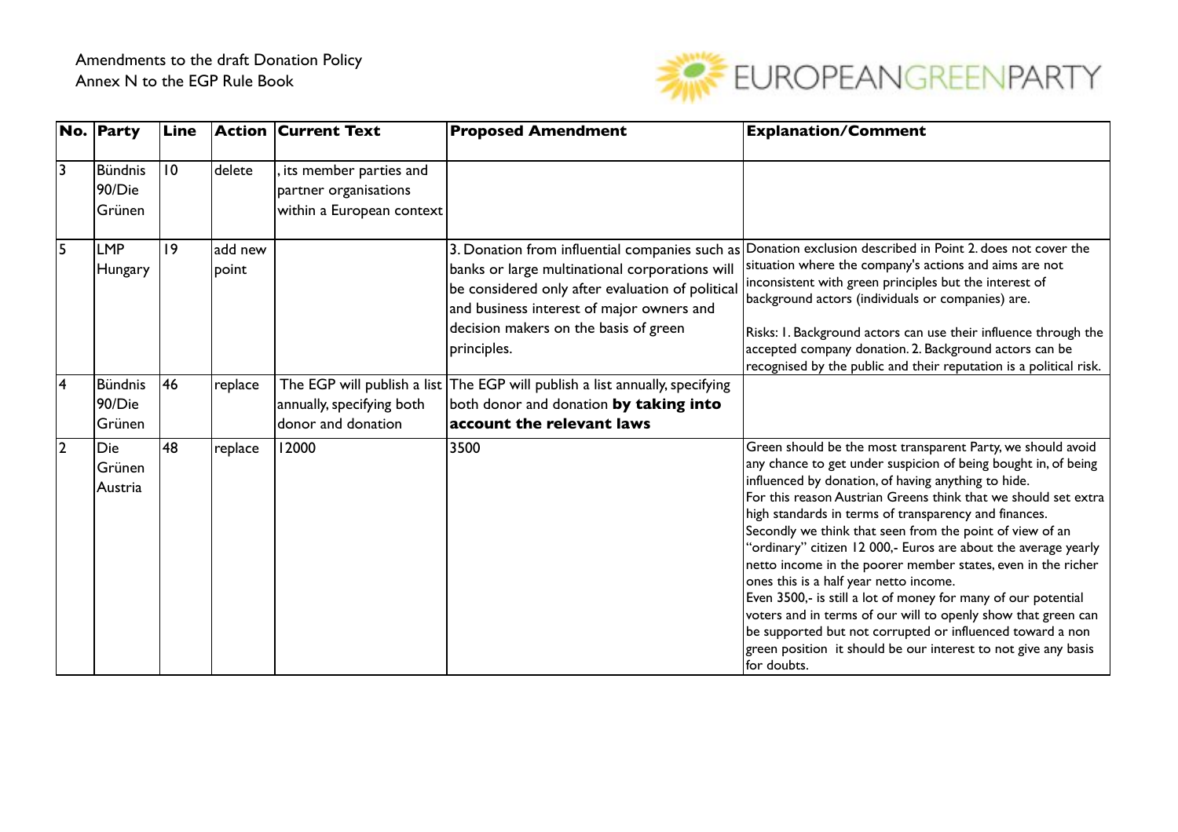Amendments to the draft Donation Policy
Annex N to the EGP Rule Book

EUROPEANGREENPARTY

| No. | Party | Line | Action | Current Text | Proposed Amendment | Explanation/Comment |
|---|---|---|---|---|---|---|
| 3 | Bündnis 90/Die Grünen | 10 | delete | , its member parties and partner organisations within a European context | | |
| 5 | LMP Hungary | 19 | add new point | | 3. Donation from influential companies such as banks or large multinational corporations will be considered only after evaluation of political and business interest of major owners and decision makers on the basis of green principles. | Donation exclusion described in Point 2. does not cover the situation where the company's actions and aims are not inconsistent with green principles but the interest of background actors (individuals or companies) are.<br><br>Risks: 1. Background actors can use their influence through the accepted company donation. 2. Background actors can be recognised by the public and their reputation is a political risk. |
| 4 | Bündnis 90/Die Grünen | 46 | replace | The EGP will publish a list annually, specifying both donor and donation | The EGP will publish a list annually, specifying both donor and donation **by taking into account the relevant laws** | |
| 2 | Die Grünen Austria | 48 | replace | 12000 | 3500 | Green should be the most transparent Party, we should avoid any chance to get under suspicion of being bought in, of being influenced by donation, of having anything to hide.<br>For this reason Austrian Greens think that we should set extra high standards in terms of transparency and finances.<br>Secondly we think that seen from the point of view of an "ordinary" citizen 12 000,- Euros are about the average yearly netto income in the poorer member states, even in the richer ones this is a half year netto income.<br>Even 3500,- is still a lot of money for many of our potential voters and in terms of our will to openly show that green can be supported but not corrupted or influenced toward a non green position it should be our interest to not give any basis for doubts. |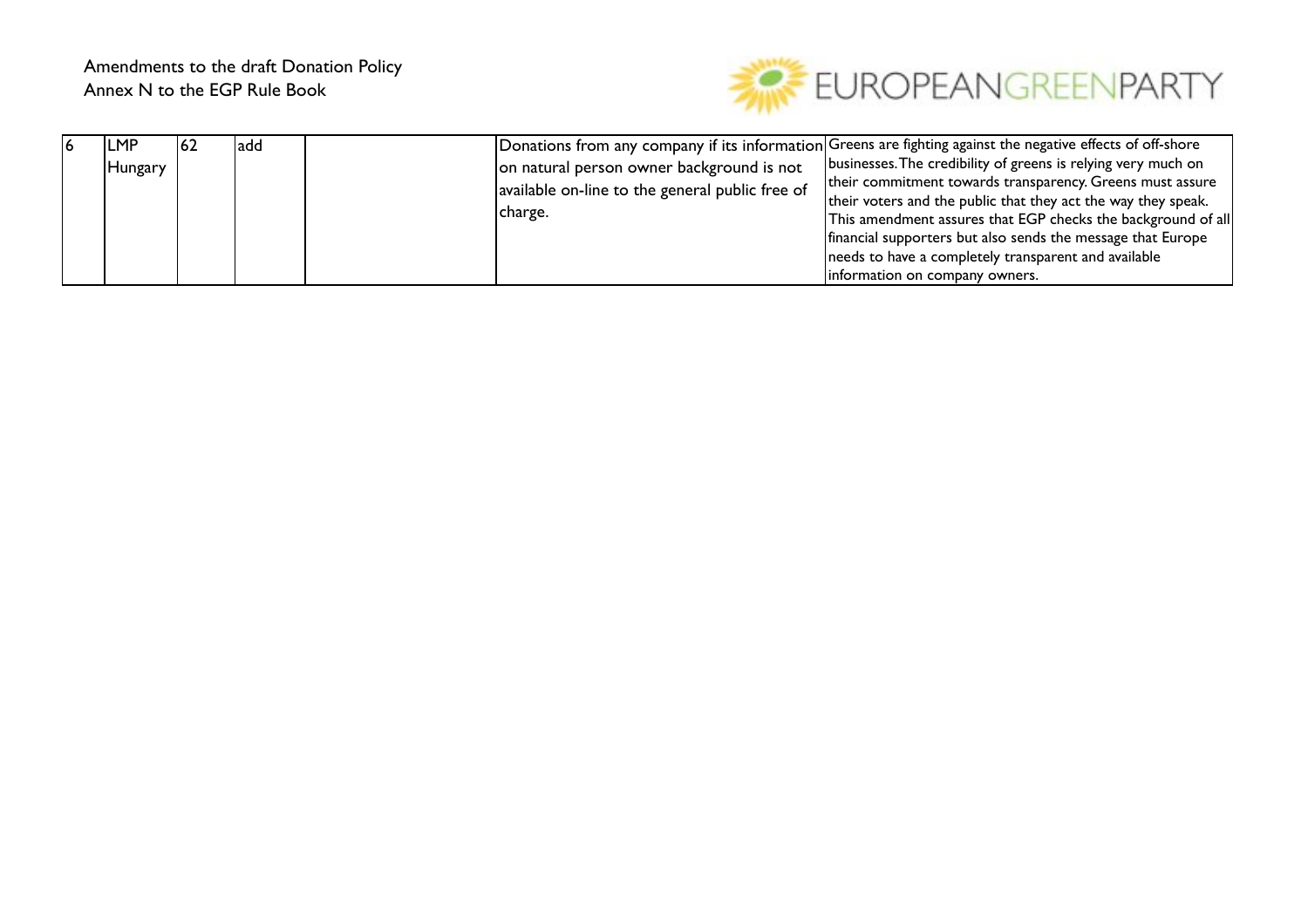Amendments to the draft Donation Policy
Annex N to the EGP Rule Book

| | | | | | | |
|---|---|---|---|---|---|---|
| 6 | LMP Hungary | 62 | add | | Donations from any company if its information on natural person owner background is not available on-line to the general public free of charge. | Greens are fighting against the negative effects of off-shore businesses. The credibility of greens is relying very much on their commitment towards transparency. Greens must assure their voters and the public that they act the way they speak. This amendment assures that EGP checks the background of all financial supporters but also sends the message that Europe needs to have a completely transparent and available information on company owners. |